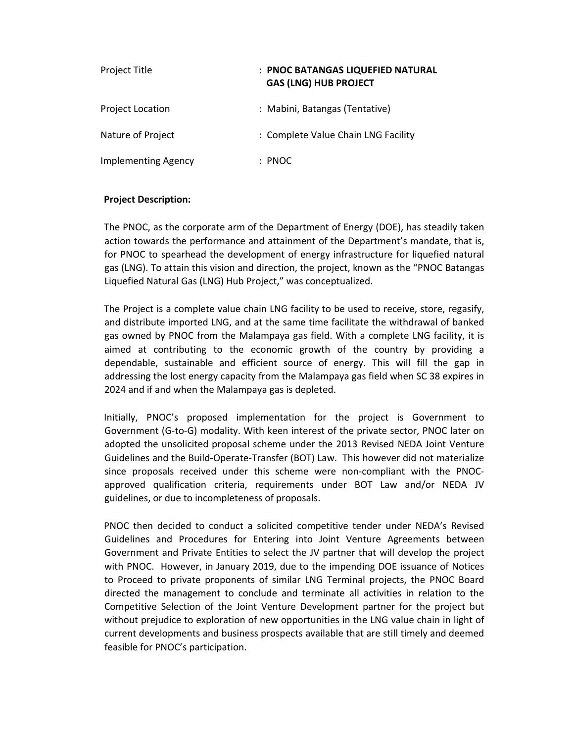| | |
|---|---|
| Project Title | : **PNOC BATANGAS LIQUEFIED NATURAL GAS (LNG) HUB PROJECT** |
| Project Location | : Mabini, Batangas (Tentative) |
| Nature of Project | : Complete Value Chain LNG Facility |
| Implementing Agency | : PNOC |

**Project Description:**

The PNOC, as the corporate arm of the Department of Energy (DOE), has steadily taken action towards the performance and attainment of the Department's mandate, that is, for PNOC to spearhead the development of energy infrastructure for liquefied natural gas (LNG). To attain this vision and direction, the project, known as the "PNOC Batangas Liquefied Natural Gas (LNG) Hub Project," was conceptualized.

The Project is a complete value chain LNG facility to be used to receive, store, regasify, and distribute imported LNG, and at the same time facilitate the withdrawal of banked gas owned by PNOC from the Malampaya gas field. With a complete LNG facility, it is aimed at contributing to the economic growth of the country by providing a dependable, sustainable and efficient source of energy. This will fill the gap in addressing the lost energy capacity from the Malampaya gas field when SC 38 expires in 2024 and if and when the Malampaya gas is depleted.

Initially, PNOC's proposed implementation for the project is Government to Government (G-to-G) modality. With keen interest of the private sector, PNOC later on adopted the unsolicited proposal scheme under the 2013 Revised NEDA Joint Venture Guidelines and the Build-Operate-Transfer (BOT) Law. This however did not materialize since proposals received under this scheme were non-compliant with the PNOC-approved qualification criteria, requirements under BOT Law and/or NEDA JV guidelines, or due to incompleteness of proposals.

PNOC then decided to conduct a solicited competitive tender under NEDA's Revised Guidelines and Procedures for Entering into Joint Venture Agreements between Government and Private Entities to select the JV partner that will develop the project with PNOC. However, in January 2019, due to the impending DOE issuance of Notices to Proceed to private proponents of similar LNG Terminal projects, the PNOC Board directed the management to conclude and terminate all activities in relation to the Competitive Selection of the Joint Venture Development partner for the project but without prejudice to exploration of new opportunities in the LNG value chain in light of current developments and business prospects available that are still timely and deemed feasible for PNOC's participation.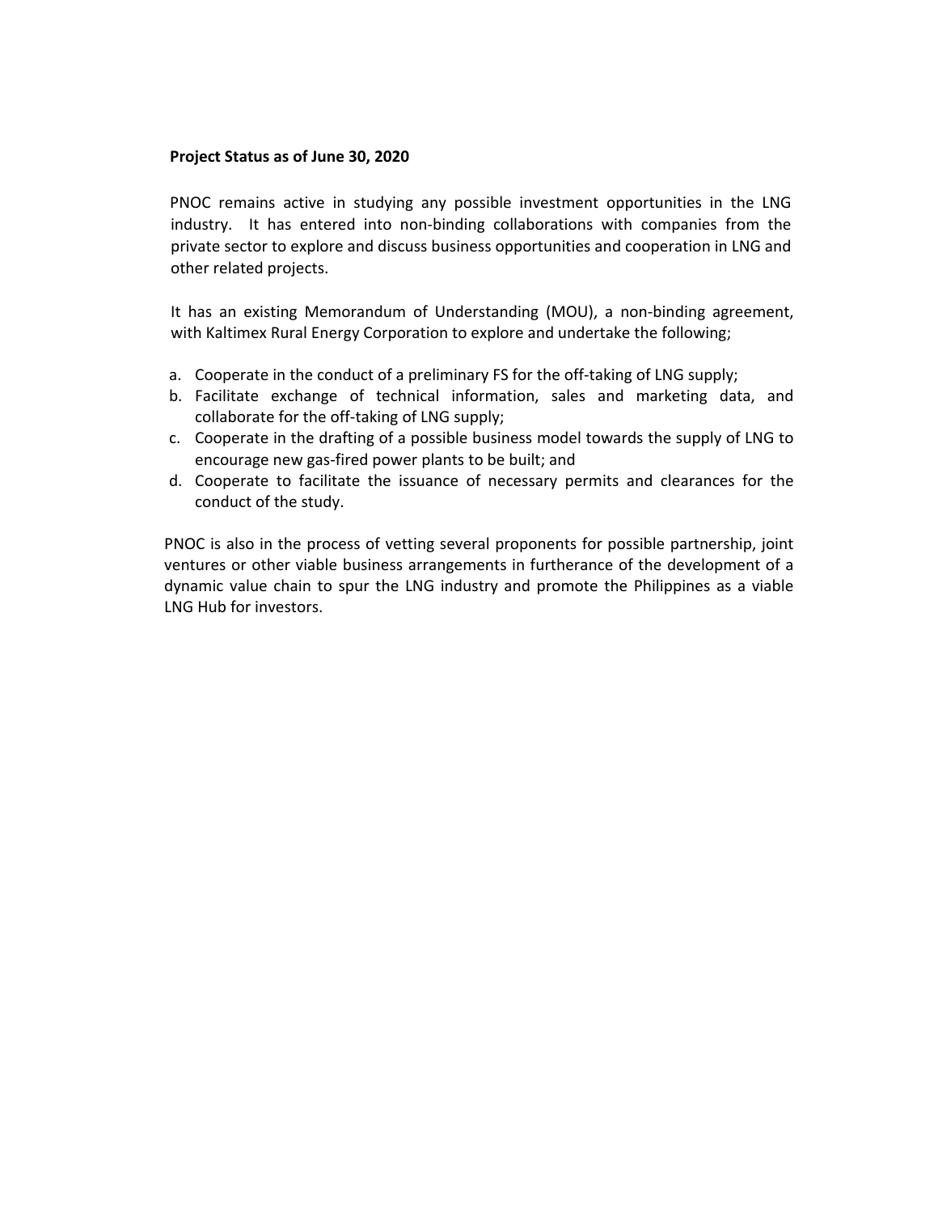**Project Status as of June 30, 2020**

PNOC remains active in studying any possible investment opportunities in the LNG industry. It has entered into non-binding collaborations with companies from the private sector to explore and discuss business opportunities and cooperation in LNG and other related projects.

It has an existing Memorandum of Understanding (MOU), a non-binding agreement, with Kaltimex Rural Energy Corporation to explore and undertake the following;

a. Cooperate in the conduct of a preliminary FS for the off-taking of LNG supply;
b. Facilitate exchange of technical information, sales and marketing data, and collaborate for the off-taking of LNG supply;
c. Cooperate in the drafting of a possible business model towards the supply of LNG to encourage new gas-fired power plants to be built; and
d. Cooperate to facilitate the issuance of necessary permits and clearances for the conduct of the study.

PNOC is also in the process of vetting several proponents for possible partnership, joint ventures or other viable business arrangements in furtherance of the development of a dynamic value chain to spur the LNG industry and promote the Philippines as a viable LNG Hub for investors.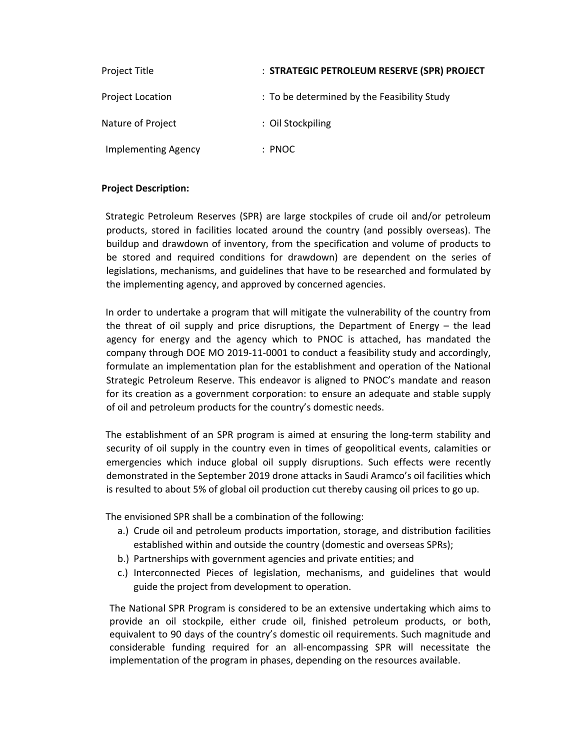| | |
|---|---|
| Project Title | : **STRATEGIC PETROLEUM RESERVE (SPR) PROJECT** |
| Project Location | : To be determined by the Feasibility Study |
| Nature of Project | : Oil Stockpiling |
| Implementing Agency | : PNOC |

**Project Description:**

Strategic Petroleum Reserves (SPR) are large stockpiles of crude oil and/or petroleum products, stored in facilities located around the country (and possibly overseas). The buildup and drawdown of inventory, from the specification and volume of products to be stored and required conditions for drawdown) are dependent on the series of legislations, mechanisms, and guidelines that have to be researched and formulated by the implementing agency, and approved by concerned agencies.

In order to undertake a program that will mitigate the vulnerability of the country from the threat of oil supply and price disruptions, the Department of Energy – the lead agency for energy and the agency which to PNOC is attached, has mandated the company through DOE MO 2019-11-0001 to conduct a feasibility study and accordingly, formulate an implementation plan for the establishment and operation of the National Strategic Petroleum Reserve. This endeavor is aligned to PNOC's mandate and reason for its creation as a government corporation: to ensure an adequate and stable supply of oil and petroleum products for the country's domestic needs.

The establishment of an SPR program is aimed at ensuring the long-term stability and security of oil supply in the country even in times of geopolitical events, calamities or emergencies which induce global oil supply disruptions. Such effects were recently demonstrated in the September 2019 drone attacks in Saudi Aramco's oil facilities which is resulted to about 5% of global oil production cut thereby causing oil prices to go up.

The envisioned SPR shall be a combination of the following:

a.) Crude oil and petroleum products importation, storage, and distribution facilities established within and outside the country (domestic and overseas SPRs);

b.) Partnerships with government agencies and private entities; and

c.) Interconnected Pieces of legislation, mechanisms, and guidelines that would guide the project from development to operation.

The National SPR Program is considered to be an extensive undertaking which aims to provide an oil stockpile, either crude oil, finished petroleum products, or both, equivalent to 90 days of the country's domestic oil requirements. Such magnitude and considerable funding required for an all-encompassing SPR will necessitate the implementation of the program in phases, depending on the resources available.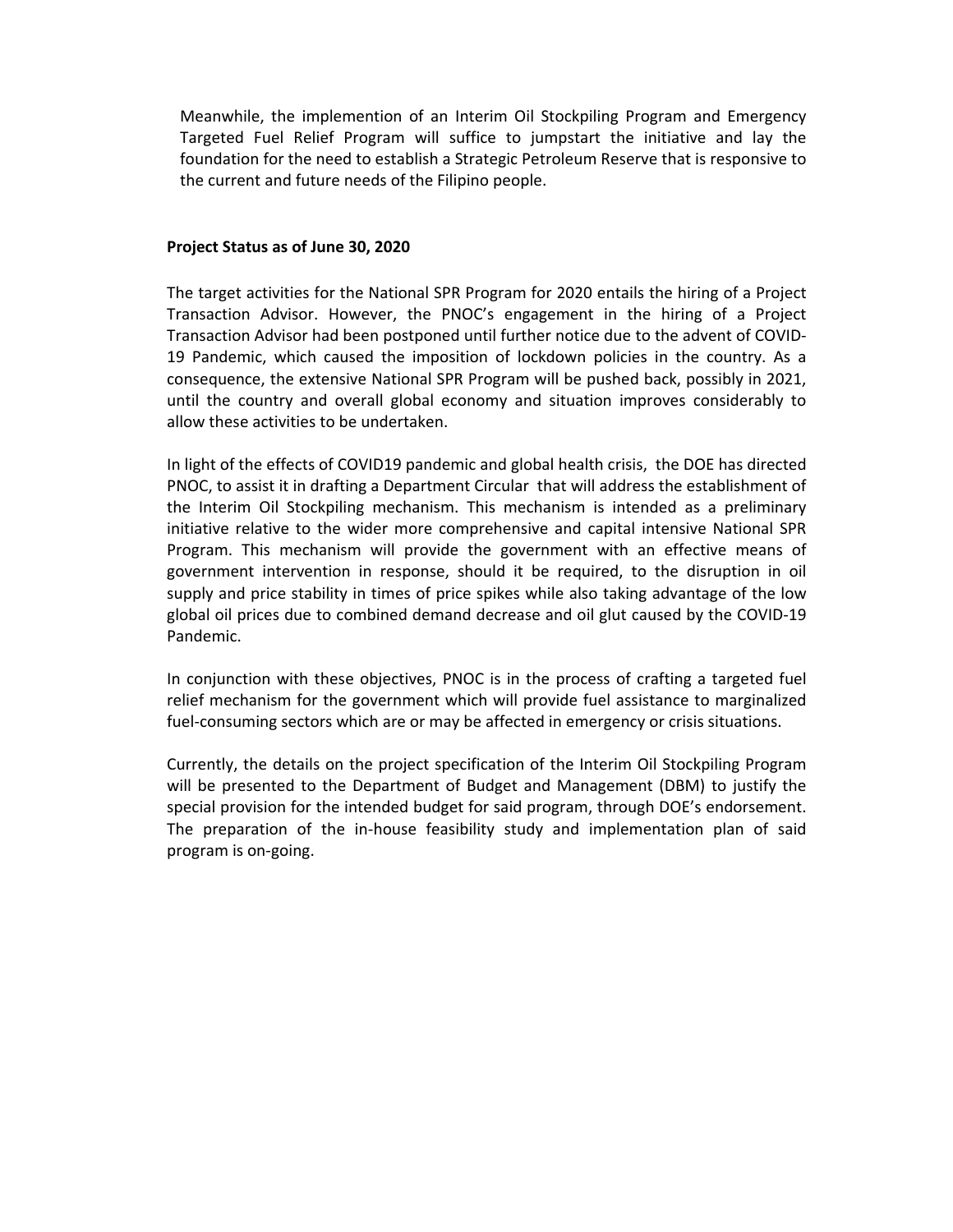Meanwhile, the implemention of an Interim Oil Stockpiling Program and Emergency Targeted Fuel Relief Program will suffice to jumpstart the initiative and lay the foundation for the need to establish a Strategic Petroleum Reserve that is responsive to the current and future needs of the Filipino people.

**Project Status as of June 30, 2020**

The target activities for the National SPR Program for 2020 entails the hiring of a Project Transaction Advisor. However, the PNOC's engagement in the hiring of a Project Transaction Advisor had been postponed until further notice due to the advent of COVID-19 Pandemic, which caused the imposition of lockdown policies in the country. As a consequence, the extensive National SPR Program will be pushed back, possibly in 2021, until the country and overall global economy and situation improves considerably to allow these activities to be undertaken.

In light of the effects of COVID19 pandemic and global health crisis, the DOE has directed PNOC, to assist it in drafting a Department Circular that will address the establishment of the Interim Oil Stockpiling mechanism. This mechanism is intended as a preliminary initiative relative to the wider more comprehensive and capital intensive National SPR Program. This mechanism will provide the government with an effective means of government intervention in response, should it be required, to the disruption in oil supply and price stability in times of price spikes while also taking advantage of the low global oil prices due to combined demand decrease and oil glut caused by the COVID-19 Pandemic.

In conjunction with these objectives, PNOC is in the process of crafting a targeted fuel relief mechanism for the government which will provide fuel assistance to marginalized fuel-consuming sectors which are or may be affected in emergency or crisis situations.

Currently, the details on the project specification of the Interim Oil Stockpiling Program will be presented to the Department of Budget and Management (DBM) to justify the special provision for the intended budget for said program, through DOE's endorsement. The preparation of the in-house feasibility study and implementation plan of said program is on-going.